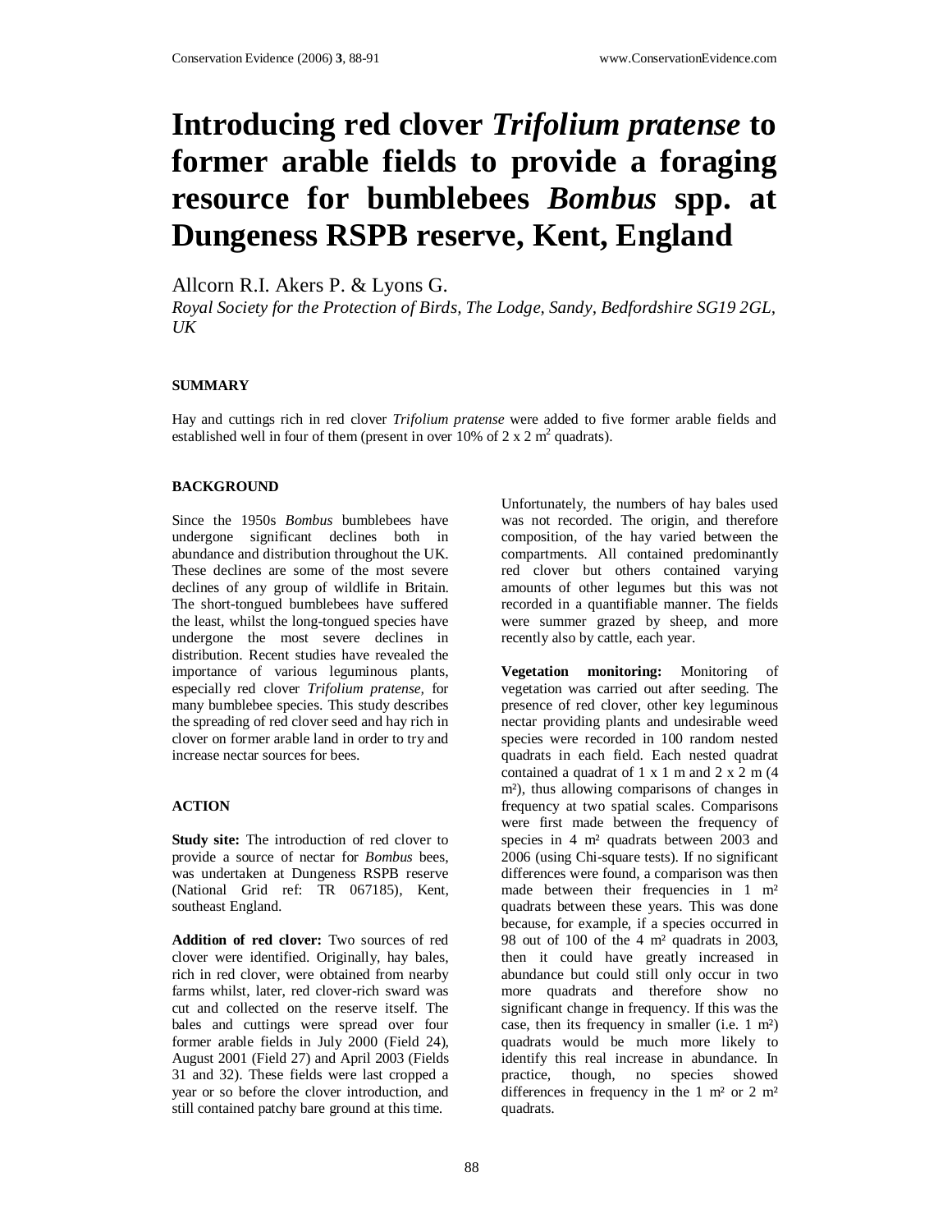# Introducing red clover *Trifolium pratense* to former arable fields to provide a foraging resource for bumblebees *Bombus* spp. at Dungeness RSPB reserve, Kent, England

Allcorn R.I. Akers P. & Lyons G.

*Royal Society for the Protection of Birds, The Lodge, Sandy, Bedfordshire SG19 2GL, UK*

## SUMMARY

Hay and cuttings rich in red clover *Trifolium pratense* were added to five former arable fields and established well in four of them (present in over 10% of 2 x 2 $m^2$ quadrats).

## BACKGROUND

Since the 1950s *Bombus* bumblebees have undergone significant declines both in abundance and distribution throughout the UK. These declines are some of the most severe declines of any group of wildlife in Britain. The short-tongued bumblebees have suffered the least, whilst the long-tongued species have undergone the most severe declines in distribution. Recent studies have revealed the importance of various leguminous plants, especially red clover *Trifolium pratense,* for many bumblebee species. This study describes the spreading of red clover seed and hay rich in clover on former arable land in order to try and increase nectar sources for bees.

## ACTION

**Study site:** The introduction of red clover to provide a source of nectar for *Bombus* bees, was undertaken at Dungeness RSPB reserve (National Grid ref: TR 067185), Kent, southeast England.

**Addition of red clover:** Two sources of red clover were identified. Originally, hay bales, rich in red clover, were obtained from nearby farms whilst, later, red clover-rich sward was cut and collected on the reserve itself. The bales and cuttings were spread over four former arable fields in July 2000 (Field 24), August 2001 (Field 27) and April 2003 (Fields 31 and 32). These fields were last cropped a year or so before the clover introduction, and still contained patchy bare ground at this time.

Unfortunately, the numbers of hay bales used was not recorded. The origin, and therefore composition, of the hay varied between the compartments. All contained predominantly red clover but others contained varying amounts of other legumes but this was not recorded in a quantifiable manner. The fields were summer grazed by sheep, and more recently also by cattle, each year.

**Vegetation monitoring:** Monitoring of vegetation was carried out after seeding. The presence of red clover, other key leguminous nectar providing plants and undesirable weed species were recorded in 100 random nested quadrats in each field. Each nested quadrat contained a quadrat of 1 x 1 m and 2 x 2 m (4 m²), thus allowing comparisons of changes in frequency at two spatial scales. Comparisons were first made between the frequency of species in 4 m² quadrats between 2003 and 2006 (using Chi-square tests). If no significant differences were found, a comparison was then made between their frequencies in 1 m² quadrats between these years. This was done because, for example, if a species occurred in 98 out of 100 of the 4 m² quadrats in 2003, then it could have greatly increased in abundance but could still only occur in two more quadrats and therefore show no significant change in frequency. If this was the case, then its frequency in smaller (i.e. 1 m²) quadrats would be much more likely to identify this real increase in abundance. In practice, though, no species showed differences in frequency in the 1 m² or 2 m² quadrats.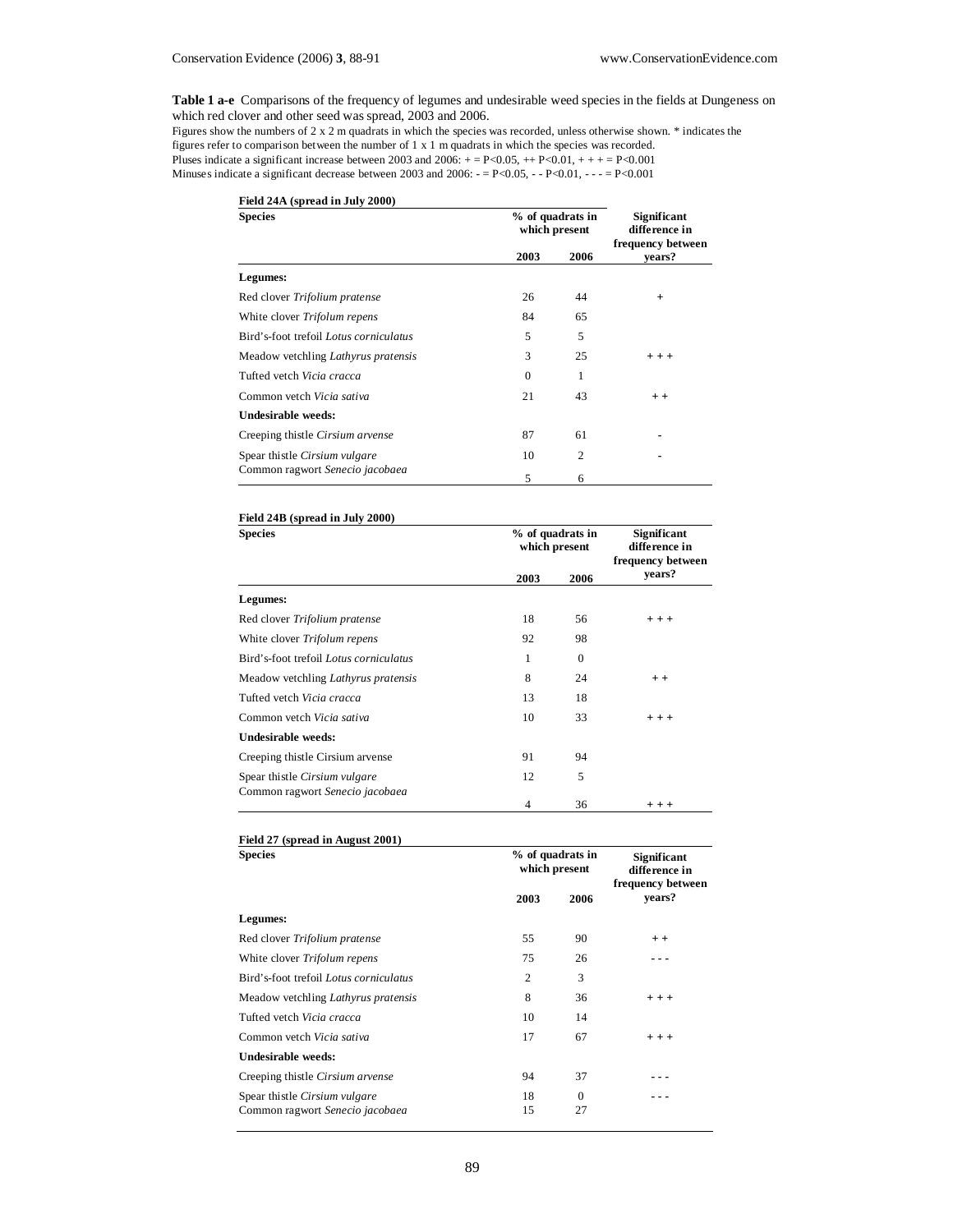**Table 1 a-e** Comparisons of the frequency of legumes and undesirable weed species in the fields at Dungeness on which red clover and other seed was spread, 2003 and 2006.

Figures show the numbers of 2 x 2 m quadrats in which the species was recorded, unless otherwise shown. * indicates the figures refer to comparison between the number of 1 x 1 m quadrats in which the species was recorded.
Pluses indicate a significant increase between 2003 and 2006: + = P<0.05, ++ P<0.01, + + + = P<0.001
Minuses indicate a significant decrease between 2003 and 2006: - = P<0.05, - - P<0.01, - - - = P<0.001

**Field 24A (spread in July 2000)**

| Species | % of quadrats in which present | | Significant difference in frequency between years? |
|---|---|---|---|
| | 2003 | 2006 | |
| **Legumes:** | | | |
| Red clover *Trifolium pratense* | 26 | 44 | + |
| White clover *Trifolum repens* | 84 | 65 | |
| Bird's-foot trefoil *Lotus corniculatus* | 5 | 5 | |
| Meadow vetchling *Lathyrus pratensis* | 3 | 25 | + + + |
| Tufted vetch *Vicia cracca* | 0 | 1 | |
| Common vetch *Vicia sativa* | 21 | 43 | + + |
| **Undesirable weeds:** | | | |
| Creeping thistle *Cirsium arvense* | 87 | 61 | - |
| Spear thistle *Cirsium vulgare* | 10 | 2 | - |
| Common ragwort *Senecio jacobaea* | 5 | 6 | |

**Field 24B (spread in July 2000)**

| Species | % of quadrats in which present | | Significant difference in frequency between years? |
|---|---|---|---|
| | 2003 | 2006 | |
| **Legumes:** | | | |
| Red clover *Trifolium pratense* | 18 | 56 | + + + |
| White clover *Trifolum repens* | 92 | 98 | |
| Bird's-foot trefoil *Lotus corniculatus* | 1 | 0 | |
| Meadow vetchling *Lathyrus pratensis* | 8 | 24 | + + |
| Tufted vetch *Vicia cracca* | 13 | 18 | |
| Common vetch *Vicia sativa* | 10 | 33 | + + + |
| **Undesirable weeds:** | | | |
| Creeping thistle Cirsium arvense | 91 | 94 | |
| Spear thistle *Cirsium vulgare* | 12 | 5 | |
| Common ragwort *Senecio jacobaea* | 4 | 36 | + + + |

**Field 27 (spread in August 2001)**

| Species | % of quadrats in which present | | Significant difference in frequency between years? |
|---|---|---|---|
| | 2003 | 2006 | |
| **Legumes:** | | | |
| Red clover *Trifolium pratense* | 55 | 90 | + + |
| White clover *Trifolum repens* | 75 | 26 | - - - |
| Bird's-foot trefoil *Lotus corniculatus* | 2 | 3 | |
| Meadow vetchling *Lathyrus pratensis* | 8 | 36 | + + + |
| Tufted vetch *Vicia cracca* | 10 | 14 | |
| Common vetch *Vicia sativa* | 17 | 67 | + + + |
| **Undesirable weeds:** | | | |
| Creeping thistle *Cirsium arvense* | 94 | 37 | - - - |
| Spear thistle *Cirsium vulgare* | 18 | 0 | - - - |
| Common ragwort *Senecio jacobaea* | 15 | 27 | |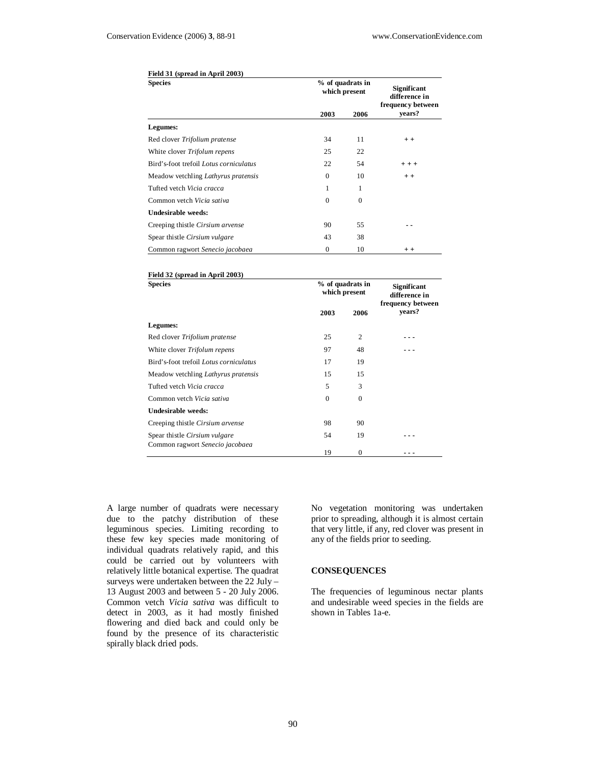**Field 31 (spread in April 2003)**

| Species | % of quadrats in which present | | Significant difference in frequency between years? |
|---|---|---|---|
| | 2003 | 2006 | |
| **Legumes:** | | | |
| Red clover *Trifolium pratense* | 34 | 11 | + + |
| White clover *Trifolum repens* | 25 | 22 | |
| Bird's-foot trefoil *Lotus corniculatus* | 22 | 54 | + + + |
| Meadow vetchling *Lathyrus pratensis* | 0 | 10 | + + |
| Tufted vetch *Vicia cracca* | 1 | 1 | |
| Common vetch *Vicia sativa* | 0 | 0 | |
| **Undesirable weeds:** | | | |
| Creeping thistle *Cirsium arvense* | 90 | 55 | - - |
| Spear thistle *Cirsium vulgare* | 43 | 38 | |
| Common ragwort *Senecio jacobaea* | 0 | 10 | + + |

**Field 32 (spread in April 2003)**

| Species | % of quadrats in which present | | Significant difference in frequency between years? |
|---|---|---|---|
| | 2003 | 2006 | |
| **Legumes:** | | | |
| Red clover *Trifolium pratense* | 25 | 2 | - - - |
| White clover *Trifolum repens* | 97 | 48 | - - - |
| Bird's-foot trefoil *Lotus corniculatus* | 17 | 19 | |
| Meadow vetchling *Lathyrus pratensis* | 15 | 15 | |
| Tufted vetch *Vicia cracca* | 5 | 3 | |
| Common vetch *Vicia sativa* | 0 | 0 | |
| **Undesirable weeds:** | | | |
| Creeping thistle *Cirsium arvense* | 98 | 90 | |
| Spear thistle *Cirsium vulgare* | 54 | 19 | - - - |
| Common ragwort *Senecio jacobaea* | 19 | 0 | - - - |

A large number of quadrats were necessary due to the patchy distribution of these leguminous species. Limiting recording to these few key species made monitoring of individual quadrats relatively rapid, and this could be carried out by volunteers with relatively little botanical expertise. The quadrat surveys were undertaken between the 22 July – 13 August 2003 and between 5 - 20 July 2006. Common vetch *Vicia sativa* was difficult to detect in 2003, as it had mostly finished flowering and died back and could only be found by the presence of its characteristic spirally black dried pods.

No vegetation monitoring was undertaken prior to spreading, although it is almost certain that very little, if any, red clover was present in any of the fields prior to seeding.

## CONSEQUENCES

The frequencies of leguminous nectar plants and undesirable weed species in the fields are shown in Tables 1a-e.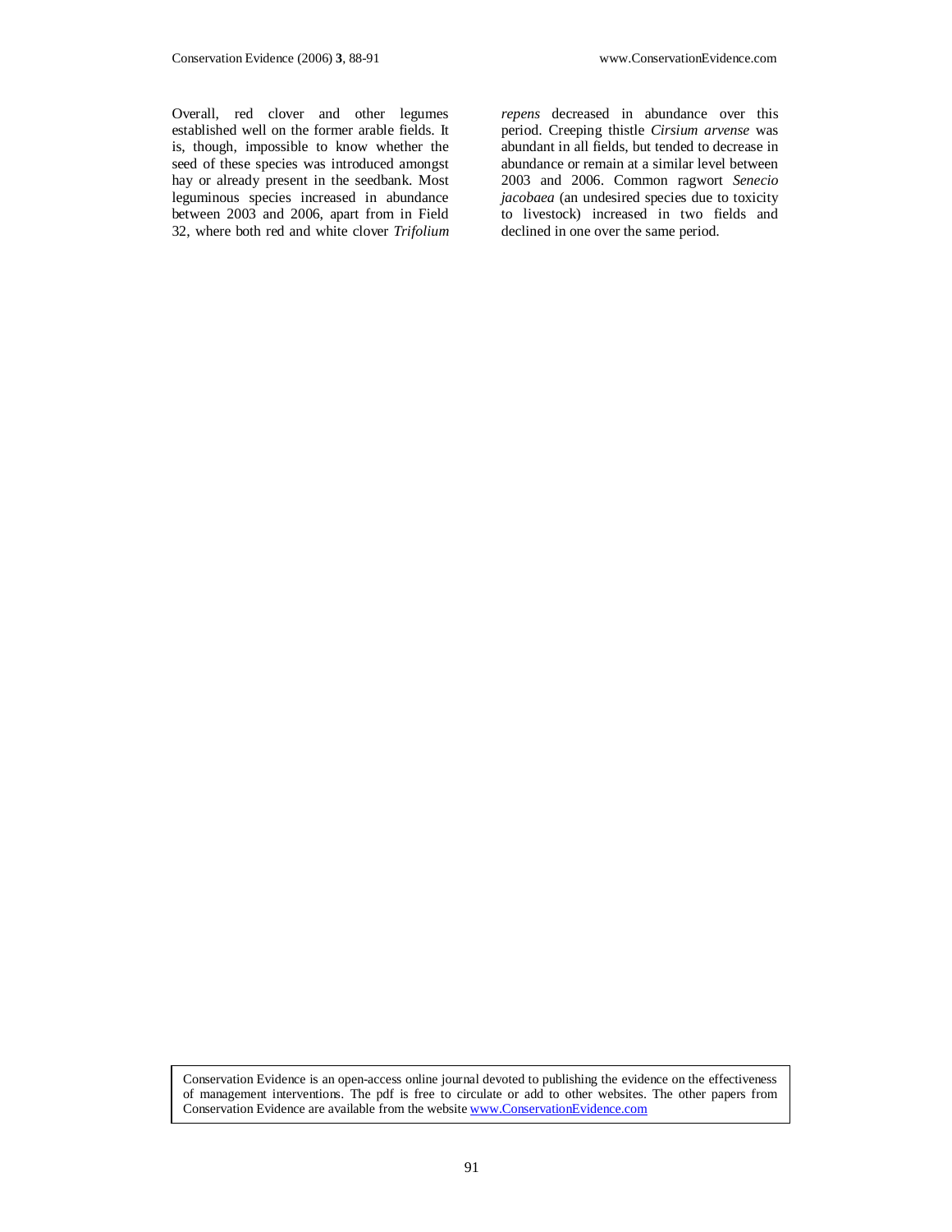Overall, red clover and other legumes established well on the former arable fields. It is, though, impossible to know whether the seed of these species was introduced amongst hay or already present in the seedbank. Most leguminous species increased in abundance between 2003 and 2006, apart from in Field 32, where both red and white clover *Trifolium repens* decreased in abundance over this period. Creeping thistle *Cirsium arvense* was abundant in all fields, but tended to decrease in abundance or remain at a similar level between 2003 and 2006. Common ragwort *Senecio jacobaea* (an undesired species due to toxicity to livestock) increased in two fields and declined in one over the same period.

Conservation Evidence is an open-access online journal devoted to publishing the evidence on the effectiveness of management interventions. The pdf is free to circulate or add to other websites. The other papers from Conservation Evidence are available from the website www.ConservationEvidence.com